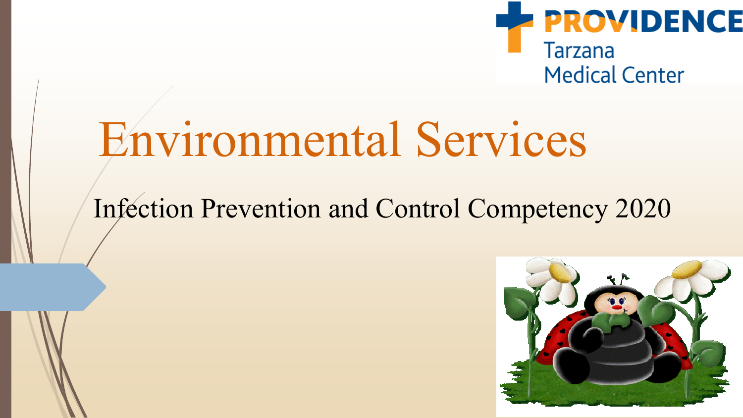PROVIDENCE
Tarzana
Medical Center

# Environmental Services

## Infection Prevention and Control Competency 2020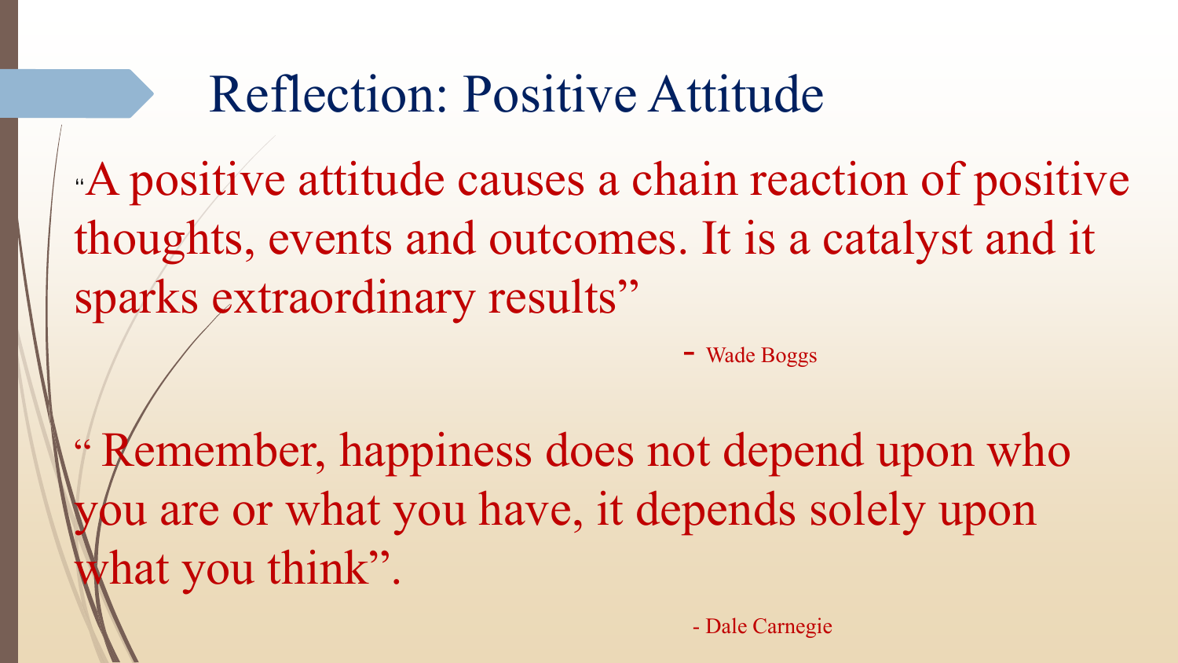# Reflection: Positive Attitude

"A positive attitude causes a chain reaction of positive thoughts, events and outcomes. It is a catalyst and it sparks extraordinary results"

\- Wade Boggs

" Remember, happiness does not depend upon who you are or what you have, it depends solely upon what you think".

\- Dale Carnegie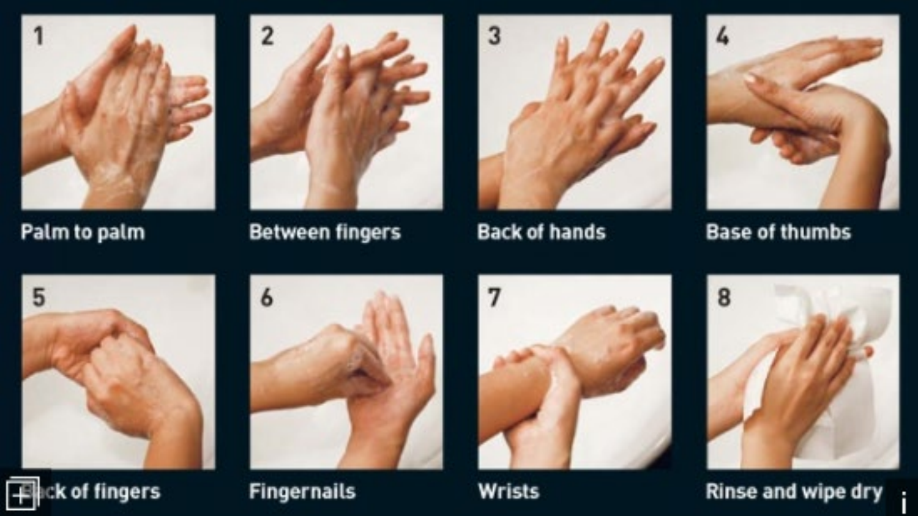1 Palm to palm

2 Between fingers

3 Back of hands

4 Base of thumbs

5 Back of fingers

6 Fingernails

7 Wrists

8 Rinse and wipe dry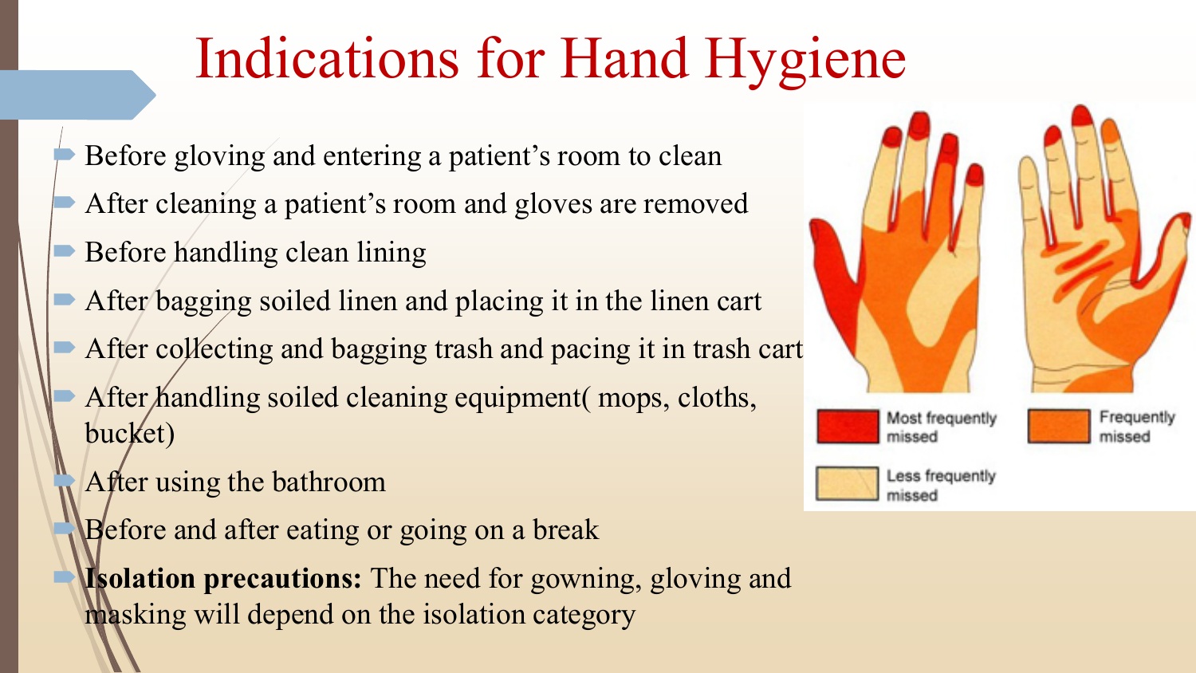# Indications for Hand Hygiene

- Before gloving and entering a patient's room to clean
- After cleaning a patient's room and gloves are removed
- Before handling clean lining
- After bagging soiled linen and placing it in the linen cart
- After collecting and bagging trash and pacing it in trash cart
- After handling soiled cleaning equipment( mops, cloths, bucket)
- After using the bathroom
- Before and after eating or going on a break
- **Isolation precautions:** The need for gowning, gloving and masking will depend on the isolation category

Most frequently missed

Frequently missed

Less frequently missed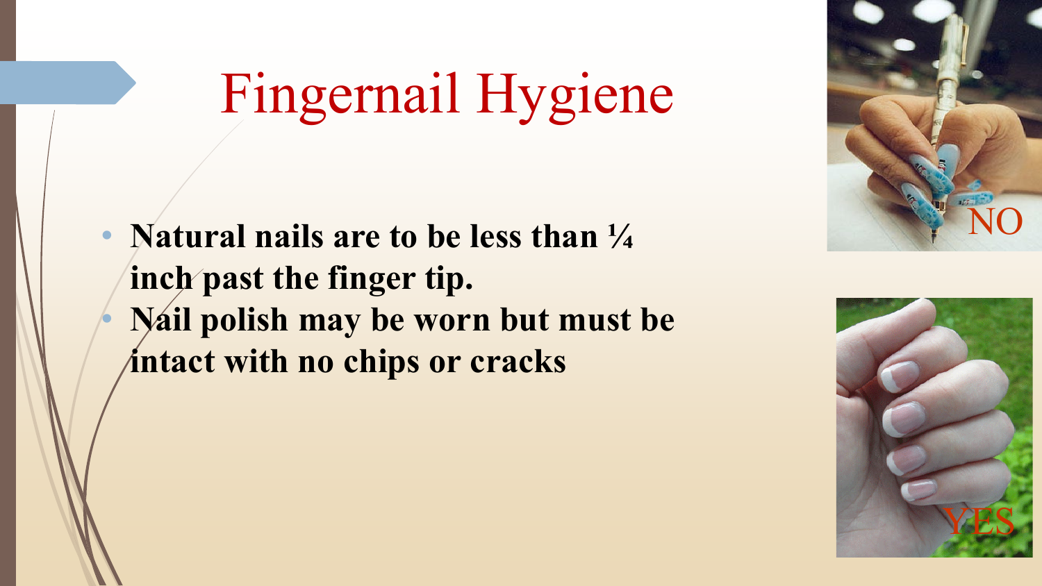# Fingernail Hygiene

- **Natural nails are to be less than ¼ inch past the finger tip.**
- **Nail polish may be worn but must be intact with no chips or cracks**

NO

YES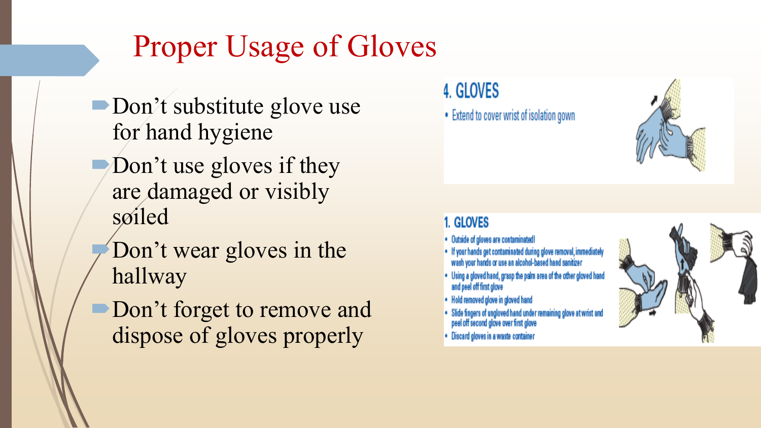# Proper Usage of Gloves

- Don't substitute glove use for hand hygiene
- Don't use gloves if they are damaged or visibly soiled
- Don't wear gloves in the hallway
- Don't forget to remove and dispose of gloves properly

## 4. GLOVES

- Extend to cover wrist of isolation gown

## 1. GLOVES

- Outside of gloves are contaminated!
- If your hands get contaminated during glove removal, immediately wash your hands or use an alcohol-based hand sanitizer
- Using a gloved hand, grasp the palm area of the other gloved hand and peel off first glove
- Hold removed glove in gloved hand
- Slide fingers of ungloved hand under remaining glove at wrist and peel off second glove over first glove
- Discard gloves in a waste container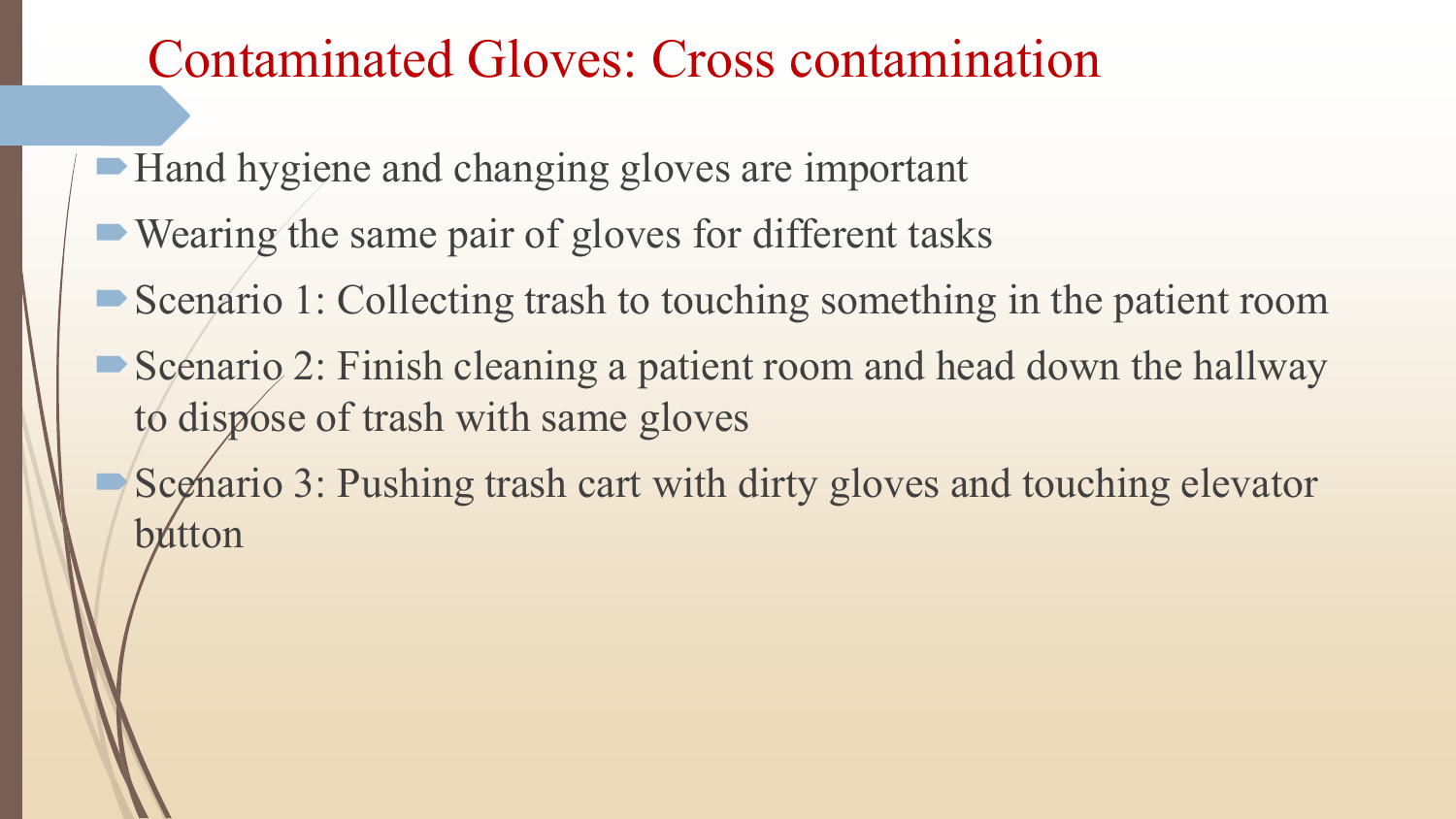# Contaminated Gloves: Cross contamination

- Hand hygiene and changing gloves are important
- Wearing the same pair of gloves for different tasks
- Scenario 1: Collecting trash to touching something in the patient room
- Scenario 2: Finish cleaning a patient room and head down the hallway to dispose of trash with same gloves
- Scenario 3: Pushing trash cart with dirty gloves and touching elevator button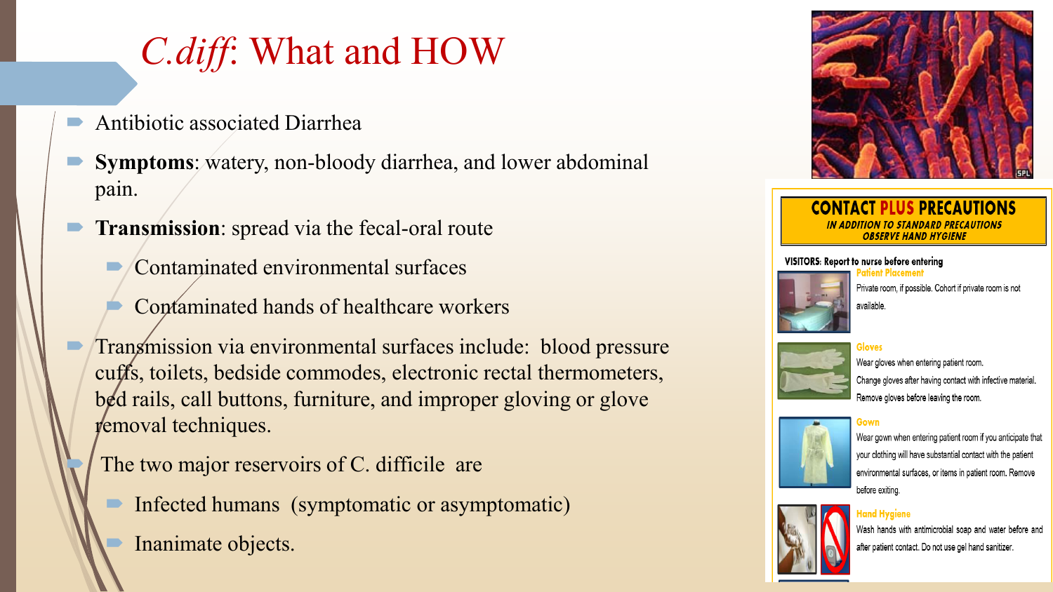# *C.diff*: What and HOW

- Antibiotic associated Diarrhea
- **Symptoms**: watery, non-bloody diarrhea, and lower abdominal pain.
- **Transmission**: spread via the fecal-oral route
  - Contaminated environmental surfaces
  - Contaminated hands of healthcare workers
- Transmission via environmental surfaces include: blood pressure cuffs, toilets, bedside commodes, electronic rectal thermometers, bed rails, call buttons, furniture, and improper gloving or glove removal techniques.
- The two major reservoirs of C. difficile are
  - Infected humans (symptomatic or asymptomatic)
  - Inanimate objects.

**CONTACT PLUS PRECAUTIONS**

*IN ADDITION TO STANDARD PRECAUTIONS*
*OBSERVE HAND HYGIENE*

**VISITORS: Report to nurse before entering**

**Patient Placement**
Private room, if possible. Cohort if private room is not available.

**Gloves**
Wear gloves when entering patient room.
Change gloves after having contact with infective material.
Remove gloves before leaving the room.

**Gown**
Wear gown when entering patient room if you anticipate that your clothing will have substantial contact with the patient environmental surfaces, or items in patient room. Remove before exiting.

**Hand Hygiene**
Wash hands with antimicrobial soap and water before and after patient contact. Do not use gel hand sanitizer.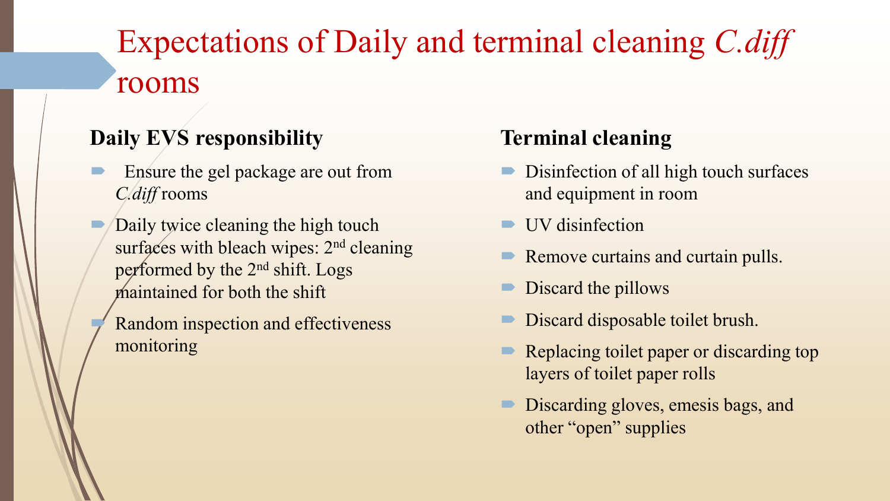# Expectations of Daily and terminal cleaning *C.diff* rooms

### Daily EVS responsibility

- Ensure the gel package are out from *C.diff* rooms
- Daily twice cleaning the high touch surfaces with bleach wipes: 2nd cleaning performed by the 2nd shift. Logs maintained for both the shift
- Random inspection and effectiveness monitoring

### Terminal cleaning

- Disinfection of all high touch surfaces and equipment in room
- UV disinfection
- Remove curtains and curtain pulls.
- Discard the pillows
- Discard disposable toilet brush.
- Replacing toilet paper or discarding top layers of toilet paper rolls
- Discarding gloves, emesis bags, and other "open" supplies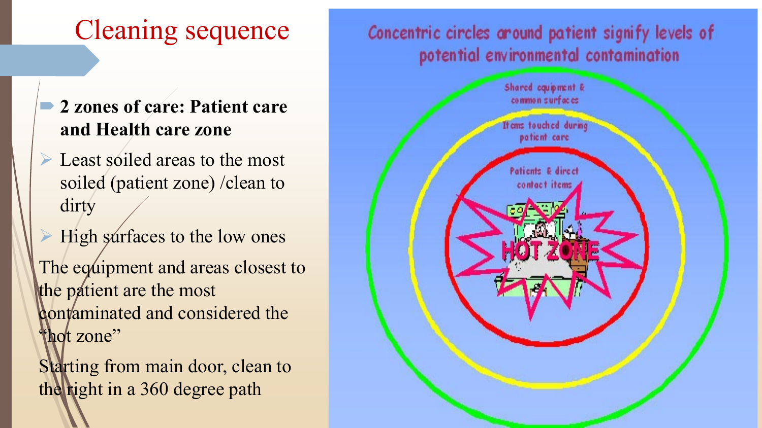# Cleaning sequence

- **2 zones of care: Patient care and Health care zone**
  - Least soiled areas to the most soiled (patient zone) /clean to dirty
  - High surfaces to the low ones

The equipment and areas closest to the patient are the most contaminated and considered the "hot zone"

Starting from main door, clean to the right in a 360 degree path

Concentric circles around patient signify levels of potential environmental contamination

Shared equipment & common surfaces

Items touched during patient care

Patients & direct contact items

HOT ZONE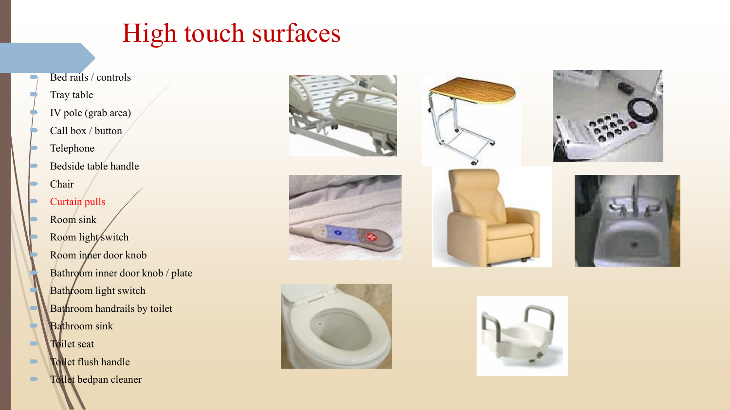# High touch surfaces

- Bed rails / controls
- Tray table
- IV pole (grab area)
- Call box / button
- Telephone
- Bedside table handle
- Chair
- Curtain pulls
- Room sink
- Room light switch
- Room inner door knob
- Bathroom inner door knob / plate
- Bathroom light switch
- Bathroom handrails by toilet
- Bathroom sink
- Toilet seat
- Toilet flush handle
- Toilet bedpan cleaner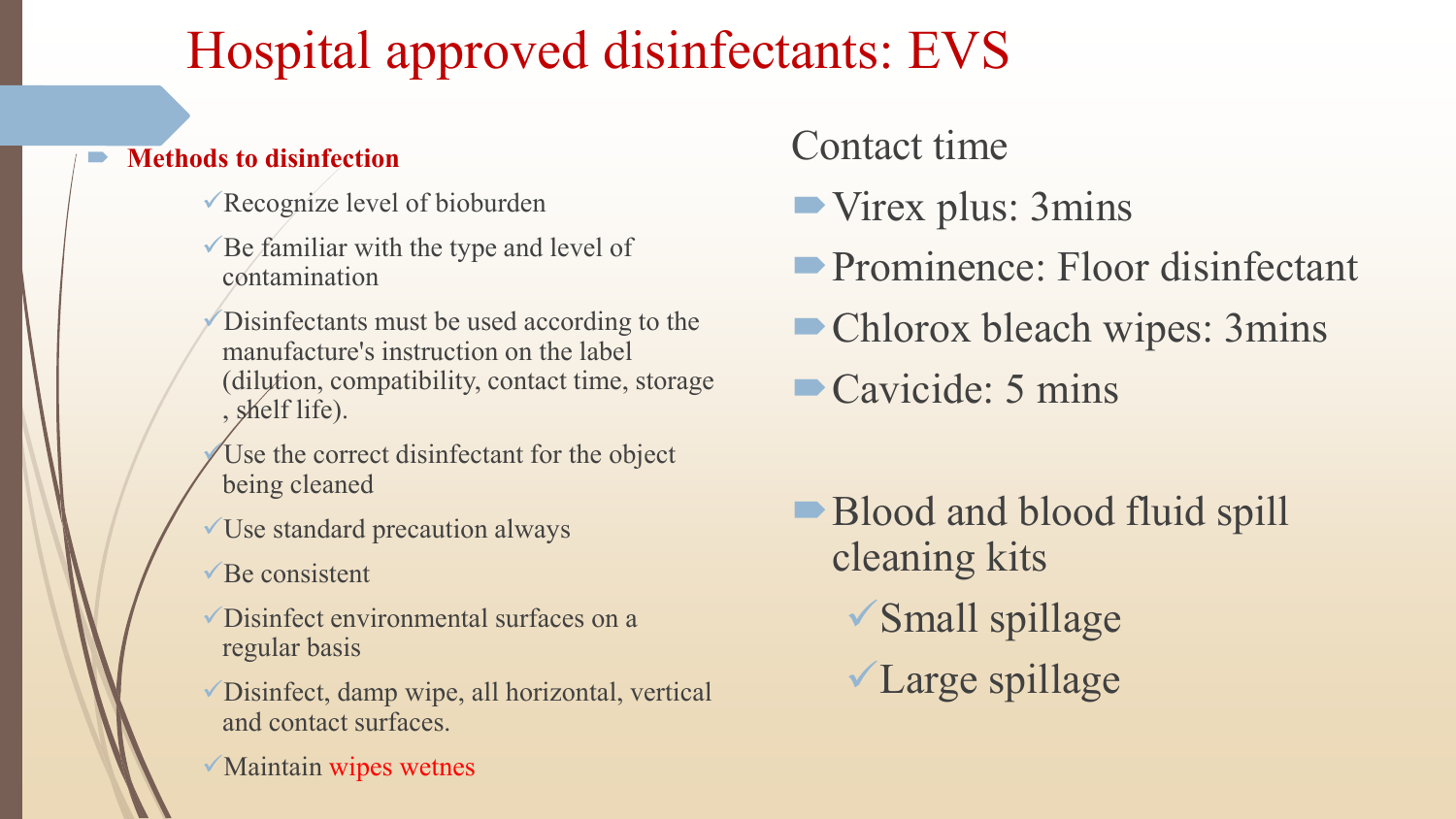# Hospital approved disinfectants: EVS

- **Methods to disinfection**
  - ✓Recognize level of bioburden
  - ✓Be familiar with the type and level of contamination
  - ✓Disinfectants must be used according to the manufacture's instruction on the label (dilution, compatibility, contact time, storage , shelf life).
  - ✓Use the correct disinfectant for the object being cleaned
  - ✓Use standard precaution always
  - ✓Be consistent
  - ✓Disinfect environmental surfaces on a regular basis
  - ✓Disinfect, damp wipe, all horizontal, vertical and contact surfaces.
  - ✓Maintain wipes wetnes

Contact time

- Virex plus: 3mins
- Prominence: Floor disinfectant
- Chlorox bleach wipes: 3mins
- Cavicide: 5 mins

- Blood and blood fluid spill cleaning kits
  - ✓Small spillage
  - ✓Large spillage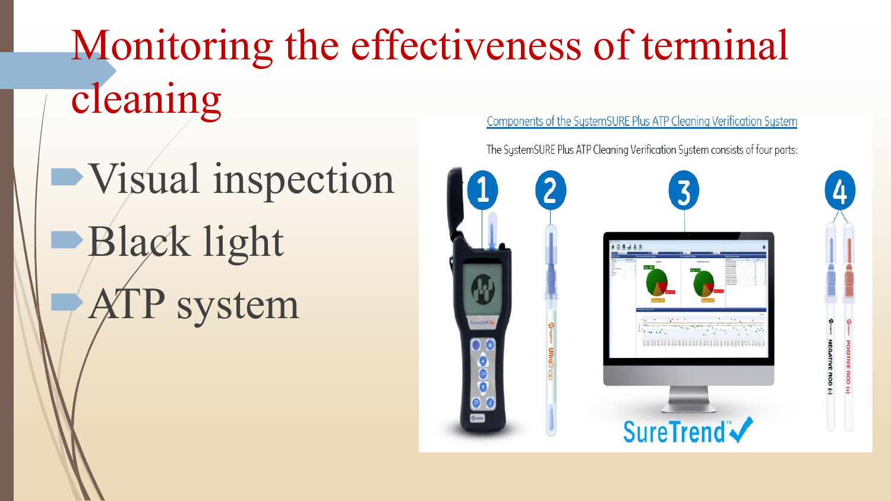# Monitoring the effectiveness of terminal cleaning

- Visual inspection
- Black light
- ATP system

Components of the SystemSURE Plus ATP Cleaning Verification System

The SystemSURE Plus ATP Cleaning Verification System consists of four parts: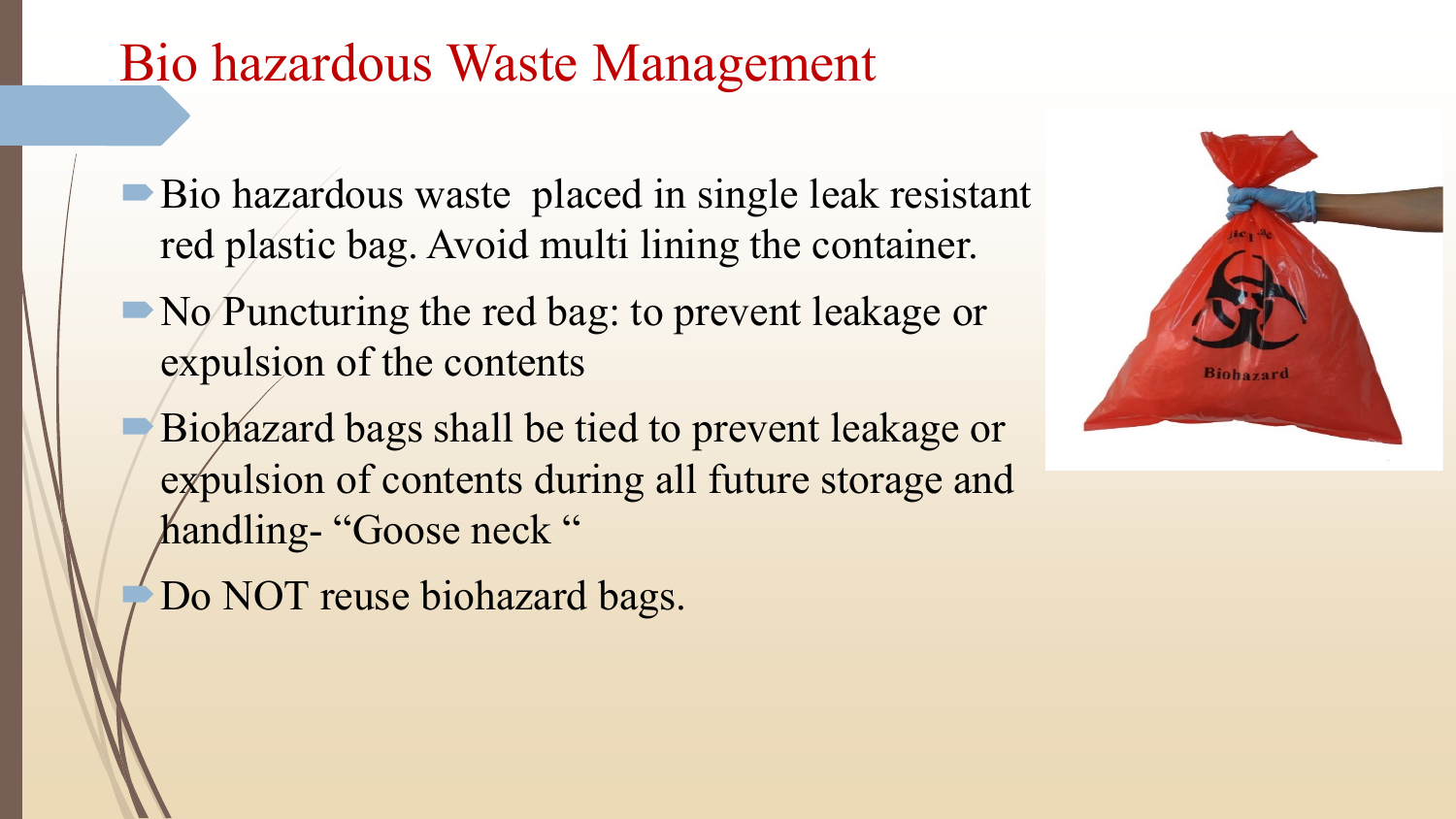# Bio hazardous Waste Management

- Bio hazardous waste placed in single leak resistant red plastic bag. Avoid multi lining the container.
- No Puncturing the red bag: to prevent leakage or expulsion of the contents
- Biohazard bags shall be tied to prevent leakage or expulsion of contents during all future storage and handling- "Goose neck "
- Do NOT reuse biohazard bags.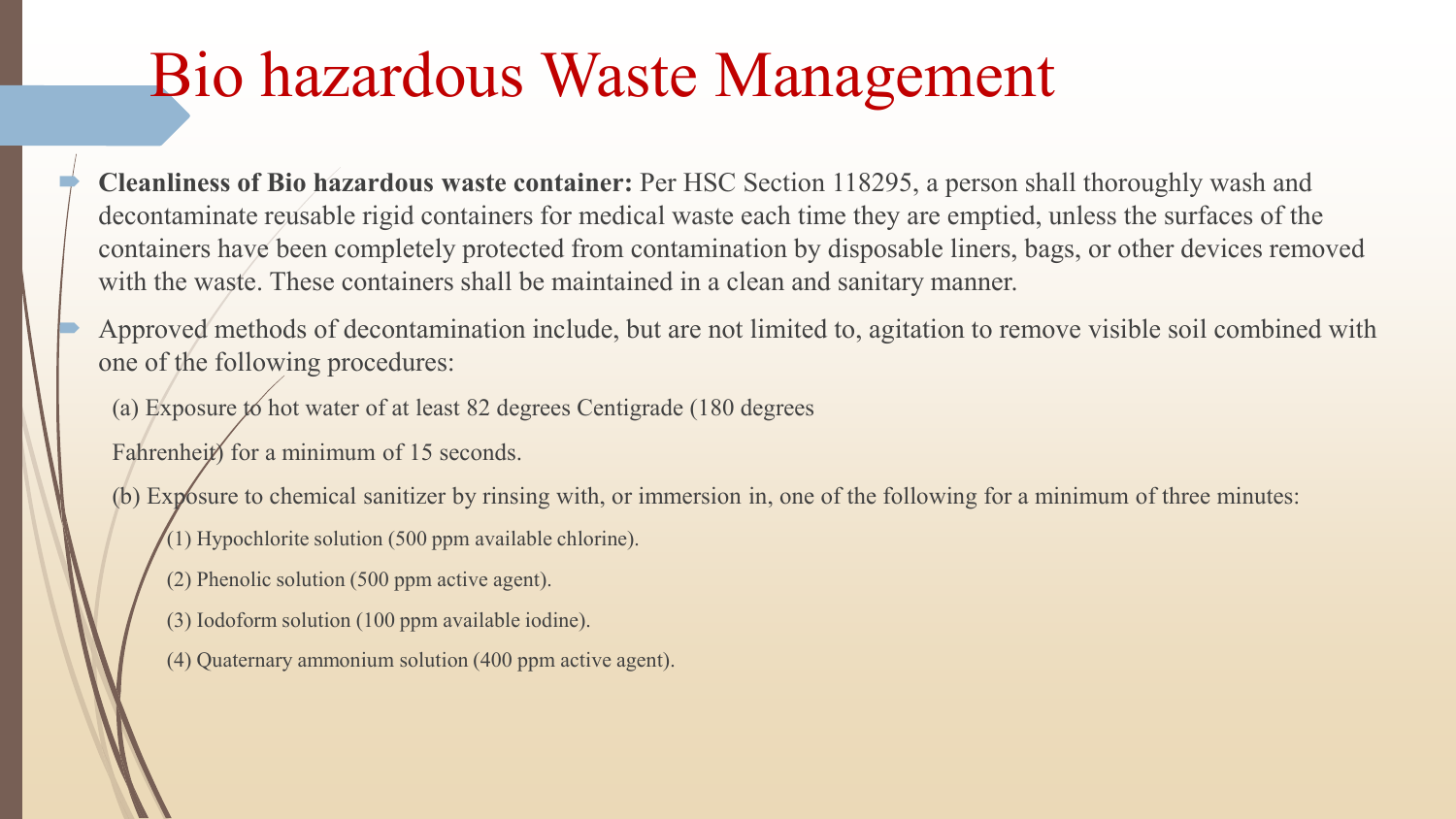# Bio hazardous Waste Management

- **Cleanliness of Bio hazardous waste container:** Per HSC Section 118295, a person shall thoroughly wash and decontaminate reusable rigid containers for medical waste each time they are emptied, unless the surfaces of the containers have been completely protected from contamination by disposable liners, bags, or other devices removed with the waste. These containers shall be maintained in a clean and sanitary manner.
- Approved methods of decontamination include, but are not limited to, agitation to remove visible soil combined with one of the following procedures:

  (a) Exposure to hot water of at least 82 degrees Centigrade (180 degrees Fahrenheit) for a minimum of 15 seconds.

  (b) Exposure to chemical sanitizer by rinsing with, or immersion in, one of the following for a minimum of three minutes:

  (1) Hypochlorite solution (500 ppm available chlorine).

  (2) Phenolic solution (500 ppm active agent).

  (3) Iodoform solution (100 ppm available iodine).

  (4) Quaternary ammonium solution (400 ppm active agent).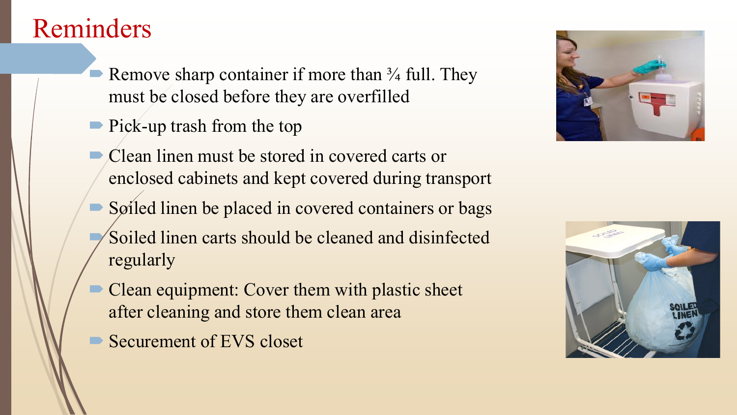# Reminders

- Remove sharp container if more than ¾ full. They must be closed before they are overfilled
- Pick-up trash from the top
- Clean linen must be stored in covered carts or enclosed cabinets and kept covered during transport
- Soiled linen be placed in covered containers or bags
- Soiled linen carts should be cleaned and disinfected regularly
- Clean equipment: Cover them with plastic sheet after cleaning and store them clean area
- Securement of EVS closet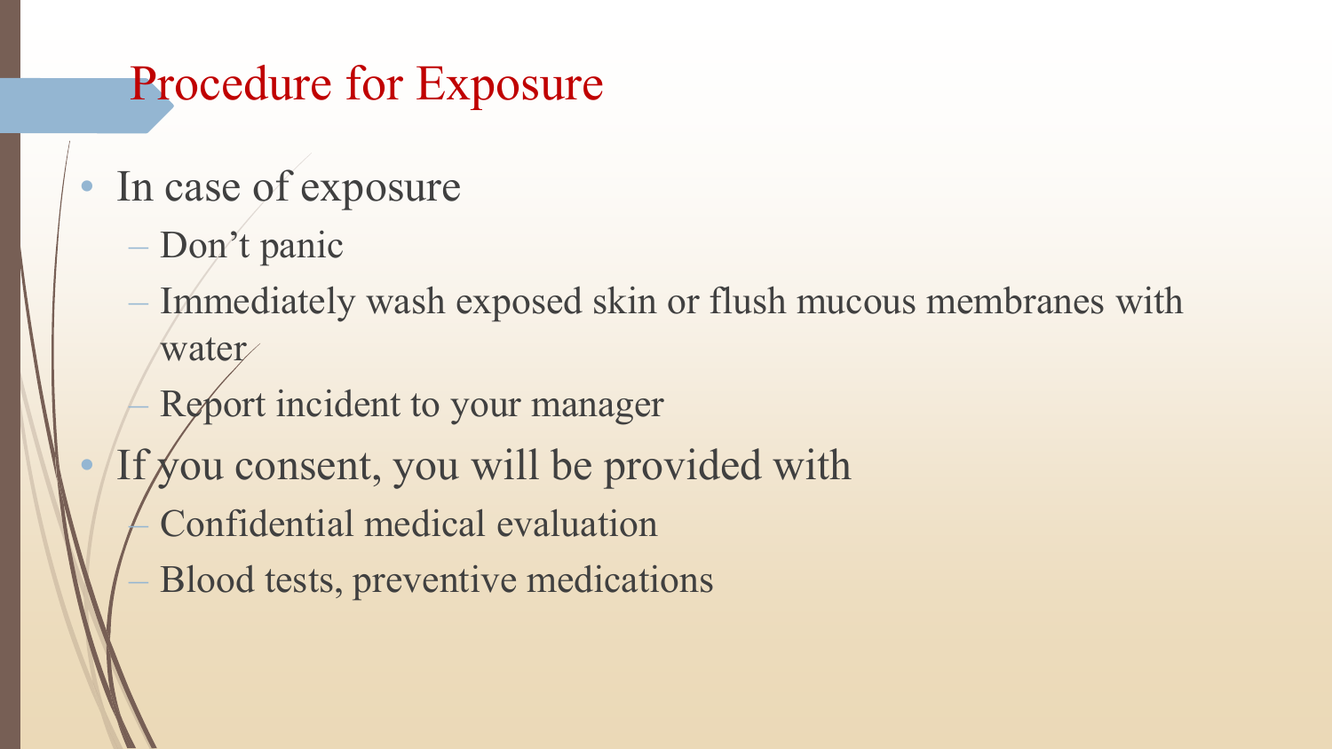# Procedure for Exposure

- In case of exposure
  - Don’t panic
  - Immediately wash exposed skin or flush mucous membranes with water
  - Report incident to your manager
- If you consent, you will be provided with
  - Confidential medical evaluation
  - Blood tests, preventive medications